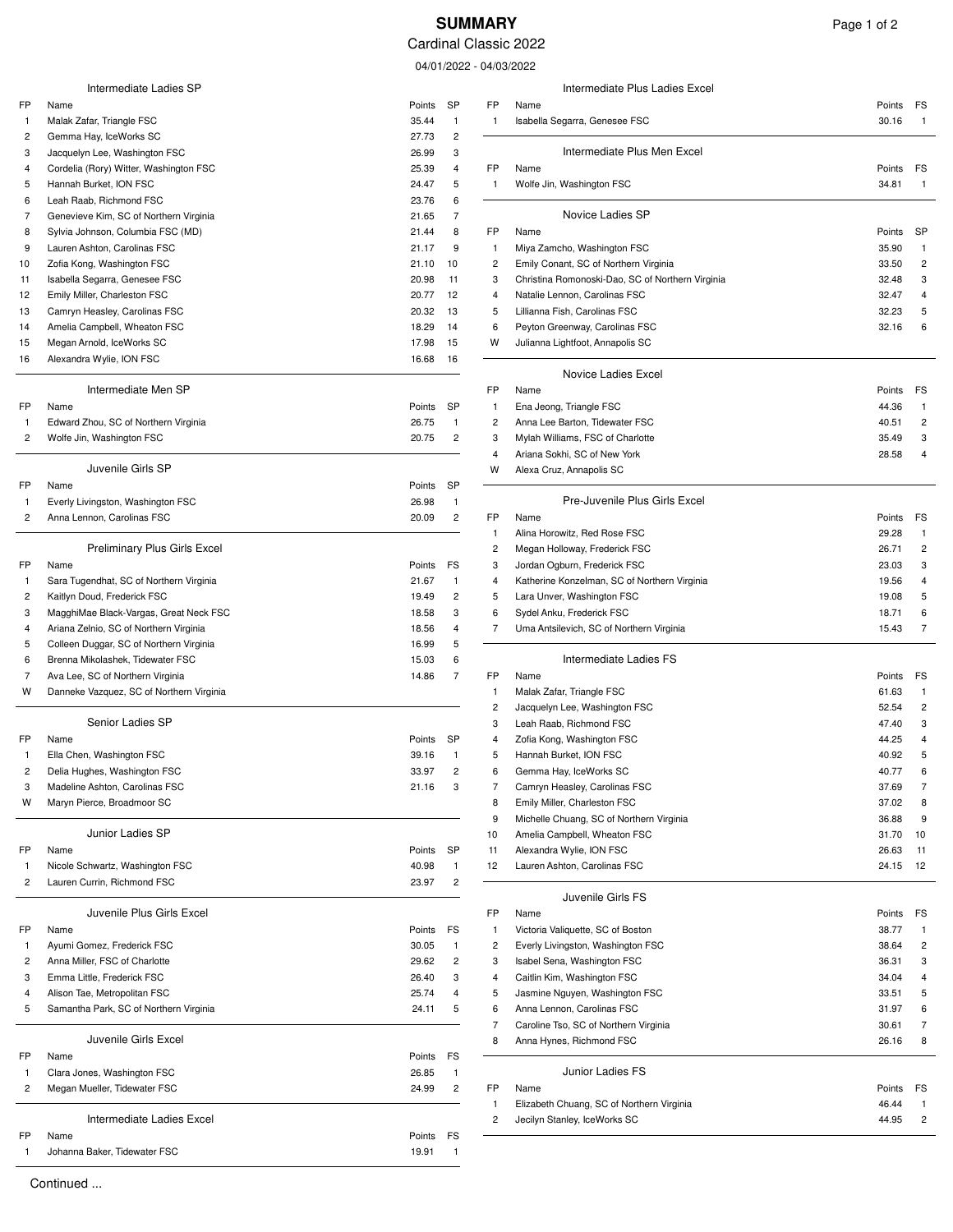# SUMMARY

Cardinal Classic 2022

04/01/2022 - 04/03/2022

## Intermediate Ladies SP

| FP | Name | Points | SP |
|---|---|---|---|
| 1 | Malak Zafar, Triangle FSC | 35.44 | 1 |
| 2 | Gemma Hay, IceWorks SC | 27.73 | 2 |
| 3 | Jacquelyn Lee, Washington FSC | 26.99 | 3 |
| 4 | Cordelia (Rory) Witter, Washington FSC | 25.39 | 4 |
| 5 | Hannah Burket, ION FSC | 24.47 | 5 |
| 6 | Leah Raab, Richmond FSC | 23.76 | 6 |
| 7 | Genevieve Kim, SC of Northern Virginia | 21.65 | 7 |
| 8 | Sylvia Johnson, Columbia FSC (MD) | 21.44 | 8 |
| 9 | Lauren Ashton, Carolinas FSC | 21.17 | 9 |
| 10 | Zofia Kong, Washington FSC | 21.10 | 10 |
| 11 | Isabella Segarra, Genesee FSC | 20.98 | 11 |
| 12 | Emily Miller, Charleston FSC | 20.77 | 12 |
| 13 | Camryn Heasley, Carolinas FSC | 20.32 | 13 |
| 14 | Amelia Campbell, Wheaton FSC | 18.29 | 14 |
| 15 | Megan Arnold, IceWorks SC | 17.98 | 15 |
| 16 | Alexandra Wylie, ION FSC | 16.68 | 16 |

## Intermediate Men SP

| FP | Name | Points | SP |
|---|---|---|---|
| 1 | Edward Zhou, SC of Northern Virginia | 26.75 | 1 |
| 2 | Wolfe Jin, Washington FSC | 20.75 | 2 |

## Juvenile Girls SP

| FP | Name | Points | SP |
|---|---|---|---|
| 1 | Everly Livingston, Washington FSC | 26.98 | 1 |
| 2 | Anna Lennon, Carolinas FSC | 20.09 | 2 |

## Preliminary Plus Girls Excel

| FP | Name | Points | FS |
|---|---|---|---|
| 1 | Sara Tugendhat, SC of Northern Virginia | 21.67 | 1 |
| 2 | Kaitlyn Doud, Frederick FSC | 19.49 | 2 |
| 3 | MagghiMae Black-Vargas, Great Neck FSC | 18.58 | 3 |
| 4 | Ariana Zelnio, SC of Northern Virginia | 18.56 | 4 |
| 5 | Colleen Duggar, SC of Northern Virginia | 16.99 | 5 |
| 6 | Brenna Mikolashek, Tidewater FSC | 15.03 | 6 |
| 7 | Ava Lee, SC of Northern Virginia | 14.86 | 7 |
| W | Danneke Vazquez, SC of Northern Virginia | | |

## Senior Ladies SP

| FP | Name | Points | SP |
|---|---|---|---|
| 1 | Ella Chen, Washington FSC | 39.16 | 1 |
| 2 | Delia Hughes, Washington FSC | 33.97 | 2 |
| 3 | Madeline Ashton, Carolinas FSC | 21.16 | 3 |
| W | Maryn Pierce, Broadmoor SC | | |

## Junior Ladies SP

| FP | Name | Points | SP |
|---|---|---|---|
| 1 | Nicole Schwartz, Washington FSC | 40.98 | 1 |
| 2 | Lauren Currin, Richmond FSC | 23.97 | 2 |

## Juvenile Plus Girls Excel

| FP | Name | Points | FS |
|---|---|---|---|
| 1 | Ayumi Gomez, Frederick FSC | 30.05 | 1 |
| 2 | Anna Miller, FSC of Charlotte | 29.62 | 2 |
| 3 | Emma Little, Frederick FSC | 26.40 | 3 |
| 4 | Alison Tae, Metropolitan FSC | 25.74 | 4 |
| 5 | Samantha Park, SC of Northern Virginia | 24.11 | 5 |

## Juvenile Girls Excel

| FP | Name | Points | FS |
|---|---|---|---|
| 1 | Clara Jones, Washington FSC | 26.85 | 1 |
| 2 | Megan Mueller, Tidewater FSC | 24.99 | 2 |

## Intermediate Ladies Excel

| FP | Name | Points | FS |
|---|---|---|---|
| 1 | Johanna Baker, Tidewater FSC | 19.91 | 1 |

## Intermediate Plus Ladies Excel

| FP | Name | Points | FS |
|---|---|---|---|
| 1 | Isabella Segarra, Genesee FSC | 30.16 | 1 |

## Intermediate Plus Men Excel

| FP | Name | Points | FS |
|---|---|---|---|
| 1 | Wolfe Jin, Washington FSC | 34.81 | 1 |

## Novice Ladies SP

| FP | Name | Points | SP |
|---|---|---|---|
| 1 | Miya Zamcho, Washington FSC | 35.90 | 1 |
| 2 | Emily Conant, SC of Northern Virginia | 33.50 | 2 |
| 3 | Christina Romonoski-Dao, SC of Northern Virginia | 32.48 | 3 |
| 4 | Natalie Lennon, Carolinas FSC | 32.47 | 4 |
| 5 | Lillianna Fish, Carolinas FSC | 32.23 | 5 |
| 6 | Peyton Greenway, Carolinas FSC | 32.16 | 6 |
| W | Julianna Lightfoot, Annapolis SC | | |

## Novice Ladies Excel

| FP | Name | Points | FS |
|---|---|---|---|
| 1 | Ena Jeong, Triangle FSC | 44.36 | 1 |
| 2 | Anna Lee Barton, Tidewater FSC | 40.51 | 2 |
| 3 | Mylah Williams, FSC of Charlotte | 35.49 | 3 |
| 4 | Ariana Sokhi, SC of New York | 28.58 | 4 |
| W | Alexa Cruz, Annapolis SC | | |

## Pre-Juvenile Plus Girls Excel

| FP | Name | Points | FS |
|---|---|---|---|
| 1 | Alina Horowitz, Red Rose FSC | 29.28 | 1 |
| 2 | Megan Holloway, Frederick FSC | 26.71 | 2 |
| 3 | Jordan Ogburn, Frederick FSC | 23.03 | 3 |
| 4 | Katherine Konzelman, SC of Northern Virginia | 19.56 | 4 |
| 5 | Lara Unver, Washington FSC | 19.08 | 5 |
| 6 | Sydel Anku, Frederick FSC | 18.71 | 6 |
| 7 | Uma Antsilevich, SC of Northern Virginia | 15.43 | 7 |

## Intermediate Ladies FS

| FP | Name | Points | FS |
|---|---|---|---|
| 1 | Malak Zafar, Triangle FSC | 61.63 | 1 |
| 2 | Jacquelyn Lee, Washington FSC | 52.54 | 2 |
| 3 | Leah Raab, Richmond FSC | 47.40 | 3 |
| 4 | Zofia Kong, Washington FSC | 44.25 | 4 |
| 5 | Hannah Burket, ION FSC | 40.92 | 5 |
| 6 | Gemma Hay, IceWorks SC | 40.77 | 6 |
| 7 | Camryn Heasley, Carolinas FSC | 37.69 | 7 |
| 8 | Emily Miller, Charleston FSC | 37.02 | 8 |
| 9 | Michelle Chuang, SC of Northern Virginia | 36.88 | 9 |
| 10 | Amelia Campbell, Wheaton FSC | 31.70 | 10 |
| 11 | Alexandra Wylie, ION FSC | 26.63 | 11 |
| 12 | Lauren Ashton, Carolinas FSC | 24.15 | 12 |

## Juvenile Girls FS

| FP | Name | Points | FS |
|---|---|---|---|
| 1 | Victoria Valiquette, SC of Boston | 38.77 | 1 |
| 2 | Everly Livingston, Washington FSC | 38.64 | 2 |
| 3 | Isabel Sena, Washington FSC | 36.31 | 3 |
| 4 | Caitlin Kim, Washington FSC | 34.04 | 4 |
| 5 | Jasmine Nguyen, Washington FSC | 33.51 | 5 |
| 6 | Anna Lennon, Carolinas FSC | 31.97 | 6 |
| 7 | Caroline Tso, SC of Northern Virginia | 30.61 | 7 |
| 8 | Anna Hynes, Richmond FSC | 26.16 | 8 |

## Junior Ladies FS

| FP | Name | Points | FS |
|---|---|---|---|
| 1 | Elizabeth Chuang, SC of Northern Virginia | 46.44 | 1 |
| 2 | Jecilyn Stanley, IceWorks SC | 44.95 | 2 |

Continued ...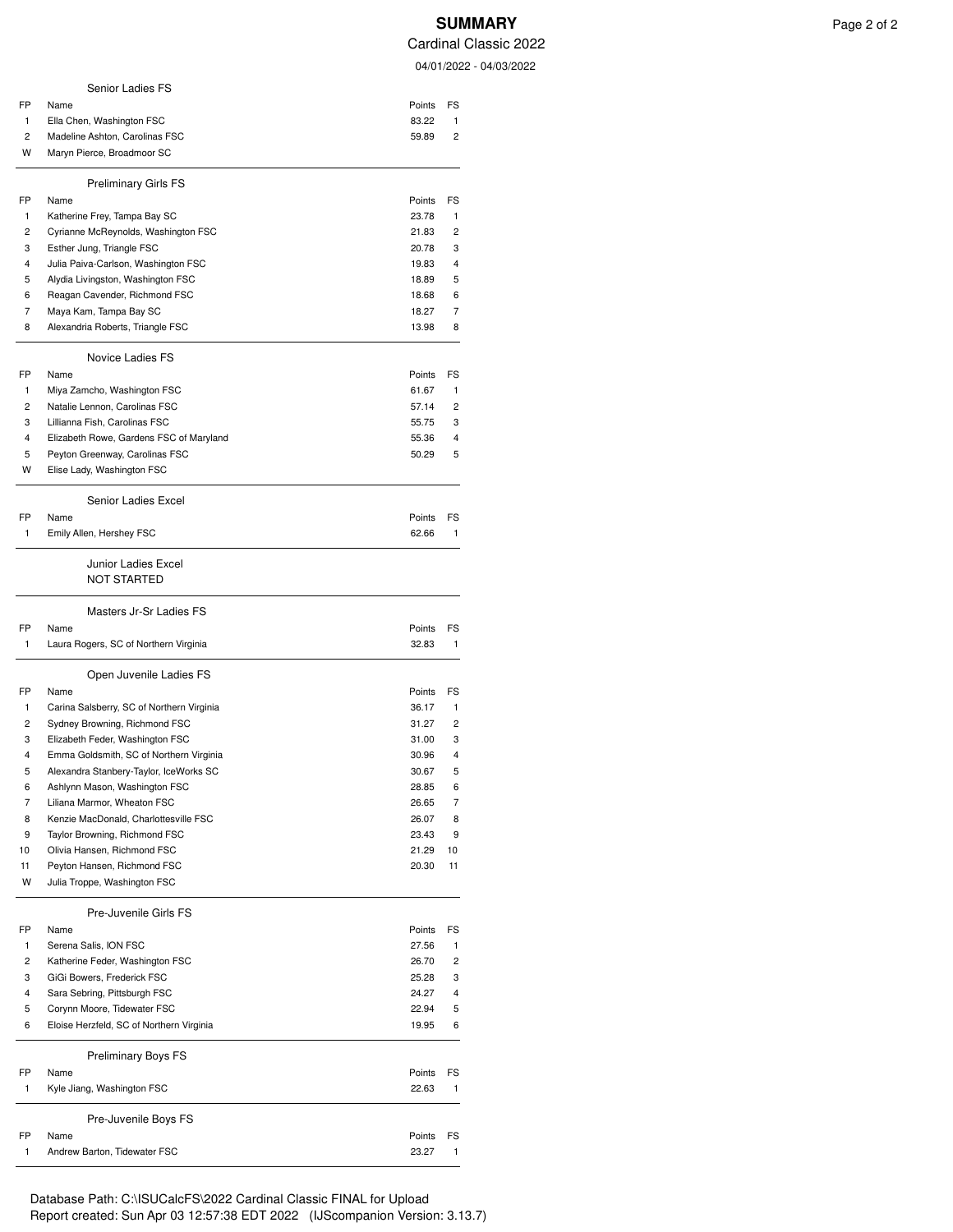# SUMMARY

Cardinal Classic 2022

04/01/2022 - 04/03/2022

## Senior Ladies FS

| FP | Name | Points | FS |
|---|---|---|---|
| 1 | Ella Chen, Washington FSC | 83.22 | 1 |
| 2 | Madeline Ashton, Carolinas FSC | 59.89 | 2 |
| W | Maryn Pierce, Broadmoor SC | | |

## Preliminary Girls FS

| FP | Name | Points | FS |
|---|---|---|---|
| 1 | Katherine Frey, Tampa Bay SC | 23.78 | 1 |
| 2 | Cyrianne McReynolds, Washington FSC | 21.83 | 2 |
| 3 | Esther Jung, Triangle FSC | 20.78 | 3 |
| 4 | Julia Paiva-Carlson, Washington FSC | 19.83 | 4 |
| 5 | Alydia Livingston, Washington FSC | 18.89 | 5 |
| 6 | Reagan Cavender, Richmond FSC | 18.68 | 6 |
| 7 | Maya Kam, Tampa Bay SC | 18.27 | 7 |
| 8 | Alexandria Roberts, Triangle FSC | 13.98 | 8 |

## Novice Ladies FS

| FP | Name | Points | FS |
|---|---|---|---|
| 1 | Miya Zamcho, Washington FSC | 61.67 | 1 |
| 2 | Natalie Lennon, Carolinas FSC | 57.14 | 2 |
| 3 | Lillianna Fish, Carolinas FSC | 55.75 | 3 |
| 4 | Elizabeth Rowe, Gardens FSC of Maryland | 55.36 | 4 |
| 5 | Peyton Greenway, Carolinas FSC | 50.29 | 5 |
| W | Elise Lady, Washington FSC | | |

## Senior Ladies Excel

| FP | Name | Points | FS |
|---|---|---|---|
| 1 | Emily Allen, Hershey FSC | 62.66 | 1 |

## Junior Ladies Excel

NOT STARTED

## Masters Jr-Sr Ladies FS

| FP | Name | Points | FS |
|---|---|---|---|
| 1 | Laura Rogers, SC of Northern Virginia | 32.83 | 1 |

## Open Juvenile Ladies FS

| FP | Name | Points | FS |
|---|---|---|---|
| 1 | Carina Salsberry, SC of Northern Virginia | 36.17 | 1 |
| 2 | Sydney Browning, Richmond FSC | 31.27 | 2 |
| 3 | Elizabeth Feder, Washington FSC | 31.00 | 3 |
| 4 | Emma Goldsmith, SC of Northern Virginia | 30.96 | 4 |
| 5 | Alexandra Stanbery-Taylor, IceWorks SC | 30.67 | 5 |
| 6 | Ashlynn Mason, Washington FSC | 28.85 | 6 |
| 7 | Liliana Marmor, Wheaton FSC | 26.65 | 7 |
| 8 | Kenzie MacDonald, Charlottesville FSC | 26.07 | 8 |
| 9 | Taylor Browning, Richmond FSC | 23.43 | 9 |
| 10 | Olivia Hansen, Richmond FSC | 21.29 | 10 |
| 11 | Peyton Hansen, Richmond FSC | 20.30 | 11 |
| W | Julia Troppe, Washington FSC | | |

## Pre-Juvenile Girls FS

| FP | Name | Points | FS |
|---|---|---|---|
| 1 | Serena Salis, ION FSC | 27.56 | 1 |
| 2 | Katherine Feder, Washington FSC | 26.70 | 2 |
| 3 | GiGi Bowers, Frederick FSC | 25.28 | 3 |
| 4 | Sara Sebring, Pittsburgh FSC | 24.27 | 4 |
| 5 | Corynn Moore, Tidewater FSC | 22.94 | 5 |
| 6 | Eloise Herzfeld, SC of Northern Virginia | 19.95 | 6 |

## Preliminary Boys FS

| FP | Name | Points | FS |
|---|---|---|---|
| 1 | Kyle Jiang, Washington FSC | 22.63 | 1 |

## Pre-Juvenile Boys FS

| FP | Name | Points | FS |
|---|---|---|---|
| 1 | Andrew Barton, Tidewater FSC | 23.27 | 1 |

Database Path: C:\ISUCalcFS\2022 Cardinal Classic FINAL for Upload
Report created: Sun Apr 03 12:57:38 EDT 2022 (IJScompanion Version: 3.13.7)